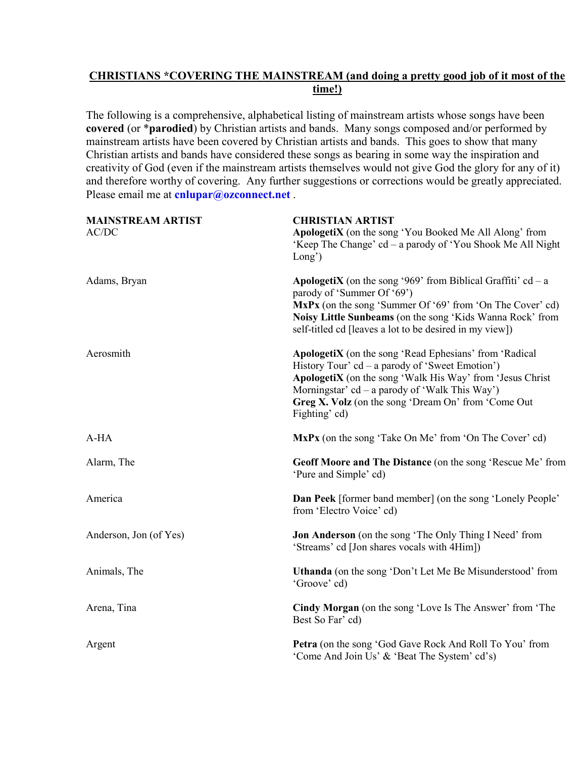**CHRISTIANS *COVERING THE MAINSTREAM (and doing a pretty good job of it most of the time!)**

The following is a comprehensive, alphabetical listing of mainstream artists whose songs have been **covered** (or ***parodied**) by Christian artists and bands. Many songs composed and/or performed by mainstream artists have been covered by Christian artists and bands. This goes to show that many Christian artists and bands have considered these songs as bearing in some way the inspiration and creativity of God (even if the mainstream artists themselves would not give God the glory for any of it) and therefore worthy of covering. Any further suggestions or corrections would be greatly appreciated. Please email me at **cnlupar@ozconnect.net** .

| MAINSTREAM ARTIST | CHRISTIAN ARTIST |
|---|---|
| AC/DC | **ApologetiX** (on the song 'You Booked Me All Along' from 'Keep The Change' cd – a parody of 'You Shook Me All Night Long') |
| Adams, Bryan | **ApologetiX** (on the song '969' from Biblical Graffiti' cd – a parody of 'Summer Of '69')<br>**MxPx** (on the song 'Summer Of '69' from 'On The Cover' cd)<br>**Noisy Little Sunbeams** (on the song 'Kids Wanna Rock' from self-titled cd [leaves a lot to be desired in my view]) |
| Aerosmith | **ApologetiX** (on the song 'Read Ephesians' from 'Radical History Tour' cd – a parody of 'Sweet Emotion')<br>**ApologetiX** (on the song 'Walk His Way' from 'Jesus Christ Morningstar' cd – a parody of 'Walk This Way')<br>**Greg X. Volz** (on the song 'Dream On' from 'Come Out Fighting' cd) |
| A-HA | **MxPx** (on the song 'Take On Me' from 'On The Cover' cd) |
| Alarm, The | **Geoff Moore and The Distance** (on the song 'Rescue Me' from 'Pure and Simple' cd) |
| America | **Dan Peek** [former band member] (on the song 'Lonely People' from 'Electro Voice' cd) |
| Anderson, Jon (of Yes) | **Jon Anderson** (on the song 'The Only Thing I Need' from 'Streams' cd [Jon shares vocals with 4Him]) |
| Animals, The | **Uthanda** (on the song 'Don't Let Me Be Misunderstood' from 'Groove' cd) |
| Arena, Tina | **Cindy Morgan** (on the song 'Love Is The Answer' from 'The Best So Far' cd) |
| Argent | **Petra** (on the song 'God Gave Rock And Roll To You' from 'Come And Join Us' & 'Beat The System' cd's) |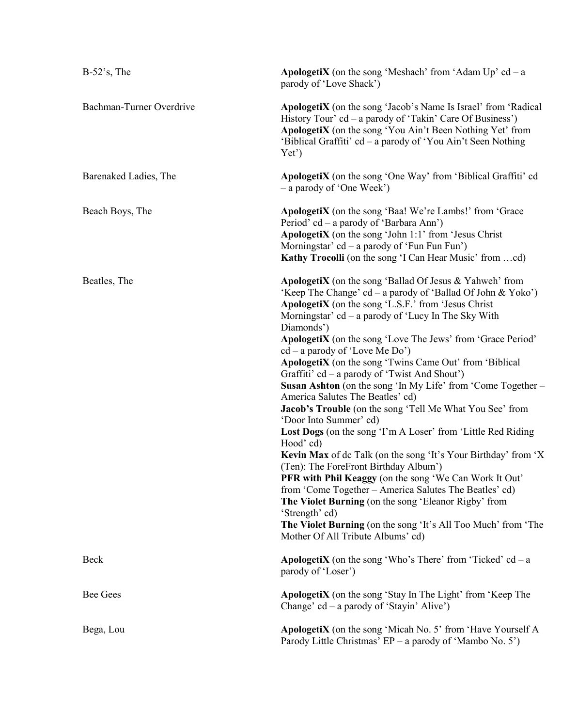| | |
|---|---|
| B-52's, The | **ApologetiX** (on the song 'Meshach' from 'Adam Up' cd – a parody of 'Love Shack') |
| Bachman-Turner Overdrive | **ApologetiX** (on the song 'Jacob's Name Is Israel' from 'Radical History Tour' cd – a parody of 'Takin' Care Of Business')<br>**ApologetiX** (on the song 'You Ain't Been Nothing Yet' from 'Biblical Graffiti' cd – a parody of 'You Ain't Seen Nothing Yet') |
| Barenaked Ladies, The | **ApologetiX** (on the song 'One Way' from 'Biblical Graffiti' cd – a parody of 'One Week') |
| Beach Boys, The | **ApologetiX** (on the song 'Baa! We're Lambs!' from 'Grace Period' cd – a parody of 'Barbara Ann')<br>**ApologetiX** (on the song 'John 1:1' from 'Jesus Christ Morningstar' cd – a parody of 'Fun Fun Fun')<br>**Kathy Trocolli** (on the song 'I Can Hear Music' from …cd) |
| Beatles, The | **ApologetiX** (on the song 'Ballad Of Jesus & Yahweh' from 'Keep The Change' cd – a parody of 'Ballad Of John & Yoko')<br>**ApologetiX** (on the song 'L.S.F.' from 'Jesus Christ Morningstar' cd – a parody of 'Lucy In The Sky With Diamonds')<br>**ApologetiX** (on the song 'Love The Jews' from 'Grace Period' cd – a parody of 'Love Me Do')<br>**ApologetiX** (on the song 'Twins Came Out' from 'Biblical Graffiti' cd – a parody of 'Twist And Shout')<br>**Susan Ashton** (on the song 'In My Life' from 'Come Together – America Salutes The Beatles' cd)<br>**Jacob's Trouble** (on the song 'Tell Me What You See' from 'Door Into Summer' cd)<br>**Lost Dogs** (on the song 'I'm A Loser' from 'Little Red Riding Hood' cd)<br>**Kevin Max** of dc Talk (on the song 'It's Your Birthday' from 'X (Ten): The ForeFront Birthday Album')<br>**PFR with Phil Keaggy** (on the song 'We Can Work It Out' from 'Come Together – America Salutes The Beatles' cd)<br>**The Violet Burning** (on the song 'Eleanor Rigby' from 'Strength' cd)<br>**The Violet Burning** (on the song 'It's All Too Much' from 'The Mother Of All Tribute Albums' cd) |
| Beck | **ApologetiX** (on the song 'Who's There' from 'Ticked' cd – a parody of 'Loser') |
| Bee Gees | **ApologetiX** (on the song 'Stay In The Light' from 'Keep The Change' cd – a parody of 'Stayin' Alive') |
| Bega, Lou | **ApologetiX** (on the song 'Micah No. 5' from 'Have Yourself A Parody Little Christmas' EP – a parody of 'Mambo No. 5') |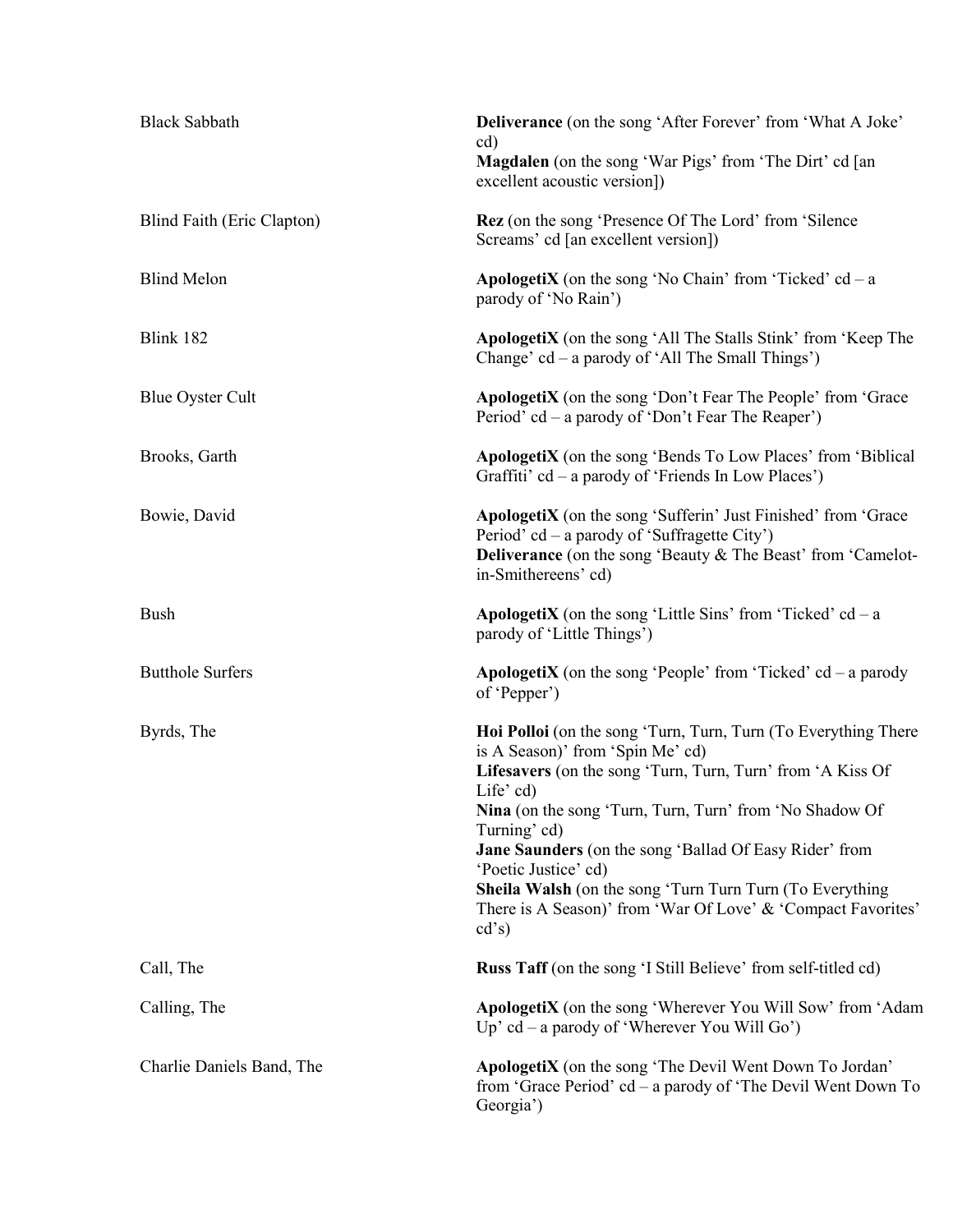| | |
|---|---|
| Black Sabbath | **Deliverance** (on the song 'After Forever' from 'What A Joke' cd)<br>**Magdalen** (on the song 'War Pigs' from 'The Dirt' cd [an excellent acoustic version]) |
| Blind Faith (Eric Clapton) | **Rez** (on the song 'Presence Of The Lord' from 'Silence Screams' cd [an excellent version]) |
| Blind Melon | **ApologetiX** (on the song 'No Chain' from 'Ticked' cd – a parody of 'No Rain') |
| Blink 182 | **ApologetiX** (on the song 'All The Stalls Stink' from 'Keep The Change' cd – a parody of 'All The Small Things') |
| Blue Oyster Cult | **ApologetiX** (on the song 'Don't Fear The People' from 'Grace Period' cd – a parody of 'Don't Fear The Reaper') |
| Brooks, Garth | **ApologetiX** (on the song 'Bends To Low Places' from 'Biblical Graffiti' cd – a parody of 'Friends In Low Places') |
| Bowie, David | **ApologetiX** (on the song 'Sufferin' Just Finished' from 'Grace Period' cd – a parody of 'Suffragette City')<br>**Deliverance** (on the song 'Beauty & The Beast' from 'Camelot-in-Smithereens' cd) |
| Bush | **ApologetiX** (on the song 'Little Sins' from 'Ticked' cd – a parody of 'Little Things') |
| Butthole Surfers | **ApologetiX** (on the song 'People' from 'Ticked' cd – a parody of 'Pepper') |
| Byrds, The | **Hoi Polloi** (on the song 'Turn, Turn, Turn (To Everything There is A Season)' from 'Spin Me' cd)<br>**Lifesavers** (on the song 'Turn, Turn, Turn' from 'A Kiss Of Life' cd)<br>**Nina** (on the song 'Turn, Turn, Turn' from 'No Shadow Of Turning' cd)<br>**Jane Saunders** (on the song 'Ballad Of Easy Rider' from 'Poetic Justice' cd)<br>**Sheila Walsh** (on the song 'Turn Turn Turn (To Everything There is A Season)' from 'War Of Love' & 'Compact Favorites' cd's) |
| Call, The | **Russ Taff** (on the song 'I Still Believe' from self-titled cd) |
| Calling, The | **ApologetiX** (on the song 'Wherever You Will Sow' from 'Adam Up' cd – a parody of 'Wherever You Will Go') |
| Charlie Daniels Band, The | **ApologetiX** (on the song 'The Devil Went Down To Jordan' from 'Grace Period' cd – a parody of 'The Devil Went Down To Georgia') |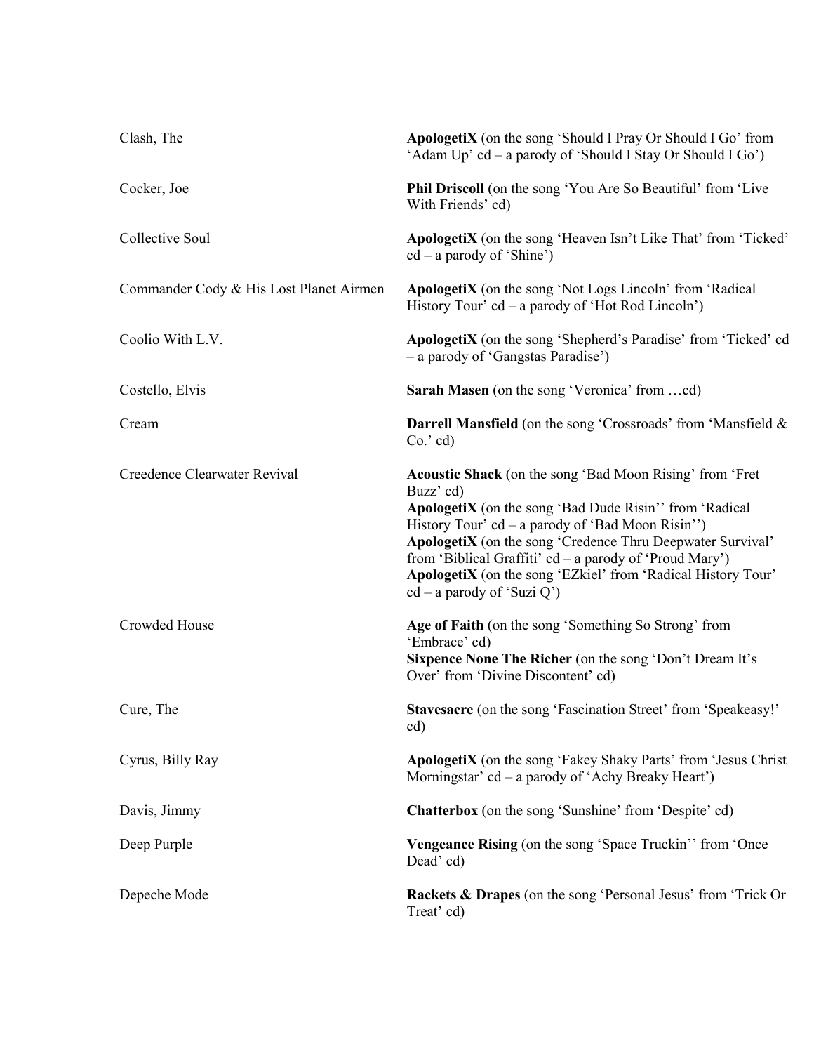| | |
|---|---|
| Clash, The | **ApologetiX** (on the song 'Should I Pray Or Should I Go' from 'Adam Up' cd – a parody of 'Should I Stay Or Should I Go') |
| Cocker, Joe | **Phil Driscoll** (on the song 'You Are So Beautiful' from 'Live With Friends' cd) |
| Collective Soul | **ApologetiX** (on the song 'Heaven Isn't Like That' from 'Ticked' cd – a parody of 'Shine') |
| Commander Cody & His Lost Planet Airmen | **ApologetiX** (on the song 'Not Logs Lincoln' from 'Radical History Tour' cd – a parody of 'Hot Rod Lincoln') |
| Coolio With L.V. | **ApologetiX** (on the song 'Shepherd's Paradise' from 'Ticked' cd – a parody of 'Gangstas Paradise') |
| Costello, Elvis | **Sarah Masen** (on the song 'Veronica' from …cd) |
| Cream | **Darrell Mansfield** (on the song 'Crossroads' from 'Mansfield & Co.' cd) |
| Creedence Clearwater Revival | **Acoustic Shack** (on the song 'Bad Moon Rising' from 'Fret Buzz' cd)<br>**ApologetiX** (on the song 'Bad Dude Risin'' from 'Radical History Tour' cd – a parody of 'Bad Moon Risin'')<br>**ApologetiX** (on the song 'Credence Thru Deepwater Survival' from 'Biblical Graffiti' cd – a parody of 'Proud Mary')<br>**ApologetiX** (on the song 'EZkiel' from 'Radical History Tour' cd – a parody of 'Suzi Q') |
| Crowded House | **Age of Faith** (on the song 'Something So Strong' from 'Embrace' cd)<br>**Sixpence None The Richer** (on the song 'Don't Dream It's Over' from 'Divine Discontent' cd) |
| Cure, The | **Stavesacre** (on the song 'Fascination Street' from 'Speakeasy!' cd) |
| Cyrus, Billy Ray | **ApologetiX** (on the song 'Fakey Shaky Parts' from 'Jesus Christ Morningstar' cd – a parody of 'Achy Breaky Heart') |
| Davis, Jimmy | **Chatterbox** (on the song 'Sunshine' from 'Despite' cd) |
| Deep Purple | **Vengeance Rising** (on the song 'Space Truckin'' from 'Once Dead' cd) |
| Depeche Mode | **Rackets & Drapes** (on the song 'Personal Jesus' from 'Trick Or Treat' cd) |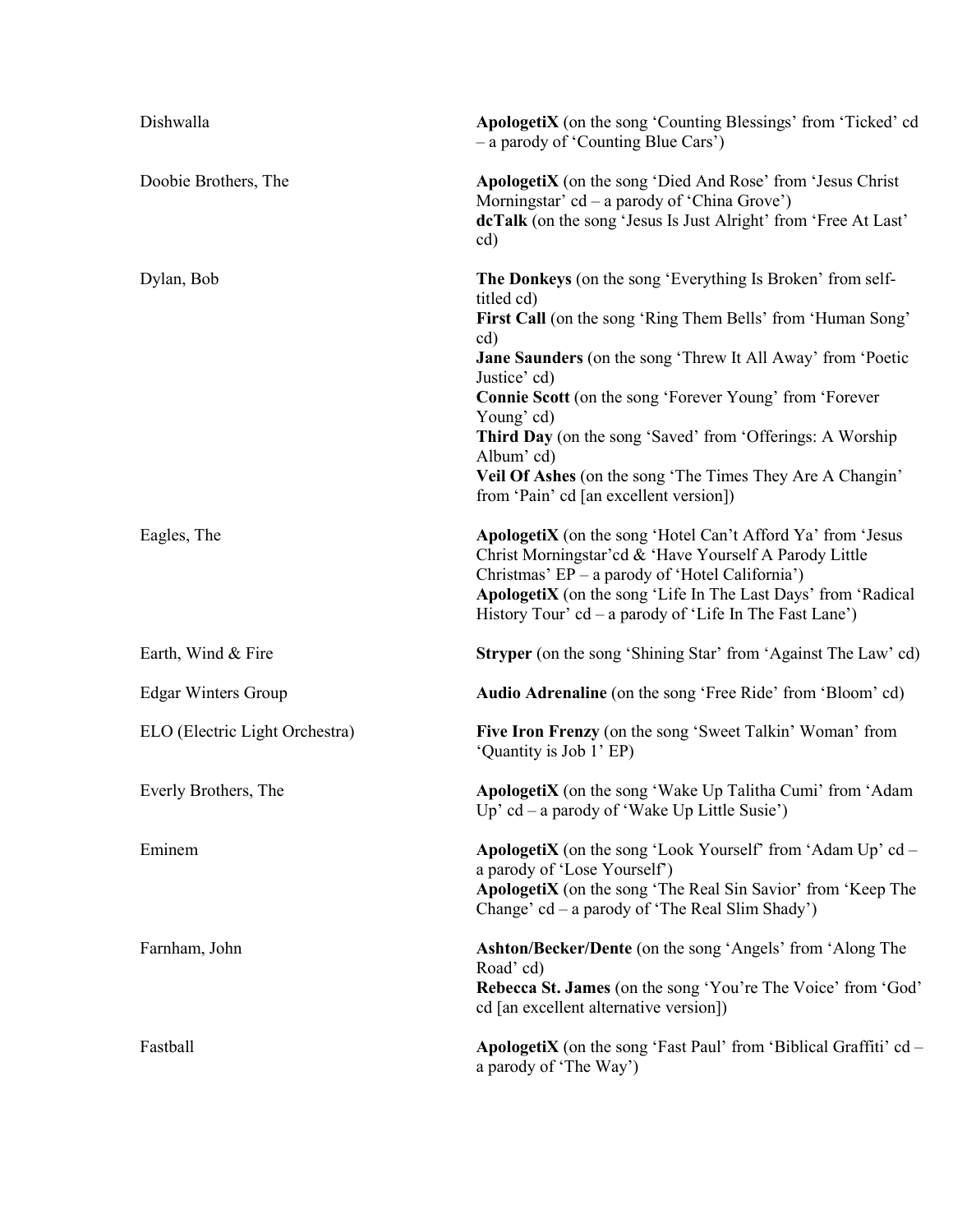| | |
|---|---|
| Dishwalla | **ApologetiX** (on the song 'Counting Blessings' from 'Ticked' cd – a parody of 'Counting Blue Cars') |
| Doobie Brothers, The | **ApologetiX** (on the song 'Died And Rose' from 'Jesus Christ Morningstar' cd – a parody of 'China Grove')<br>**dcTalk** (on the song 'Jesus Is Just Alright' from 'Free At Last' cd) |
| Dylan, Bob | **The Donkeys** (on the song 'Everything Is Broken' from self-titled cd)<br>**First Call** (on the song 'Ring Them Bells' from 'Human Song' cd)<br>**Jane Saunders** (on the song 'Threw It All Away' from 'Poetic Justice' cd)<br>**Connie Scott** (on the song 'Forever Young' from 'Forever Young' cd)<br>**Third Day** (on the song 'Saved' from 'Offerings: A Worship Album' cd)<br>**Veil Of Ashes** (on the song 'The Times They Are A Changin' from 'Pain' cd [an excellent version]) |
| Eagles, The | **ApologetiX** (on the song 'Hotel Can't Afford Ya' from 'Jesus Christ Morningstar'cd & 'Have Yourself A Parody Little Christmas' EP – a parody of 'Hotel California')<br>**ApologetiX** (on the song 'Life In The Last Days' from 'Radical History Tour' cd – a parody of 'Life In The Fast Lane') |
| Earth, Wind & Fire | **Stryper** (on the song 'Shining Star' from 'Against The Law' cd) |
| Edgar Winters Group | **Audio Adrenaline** (on the song 'Free Ride' from 'Bloom' cd) |
| ELO (Electric Light Orchestra) | **Five Iron Frenzy** (on the song 'Sweet Talkin' Woman' from 'Quantity is Job 1' EP) |
| Everly Brothers, The | **ApologetiX** (on the song 'Wake Up Talitha Cumi' from 'Adam Up' cd – a parody of 'Wake Up Little Susie') |
| Eminem | **ApologetiX** (on the song 'Look Yourself' from 'Adam Up' cd – a parody of 'Lose Yourself')<br>**ApologetiX** (on the song 'The Real Sin Savior' from 'Keep The Change' cd – a parody of 'The Real Slim Shady') |
| Farnham, John | **Ashton/Becker/Dente** (on the song 'Angels' from 'Along The Road' cd)<br>**Rebecca St. James** (on the song 'You're The Voice' from 'God' cd [an excellent alternative version]) |
| Fastball | **ApologetiX** (on the song 'Fast Paul' from 'Biblical Graffiti' cd – a parody of 'The Way') |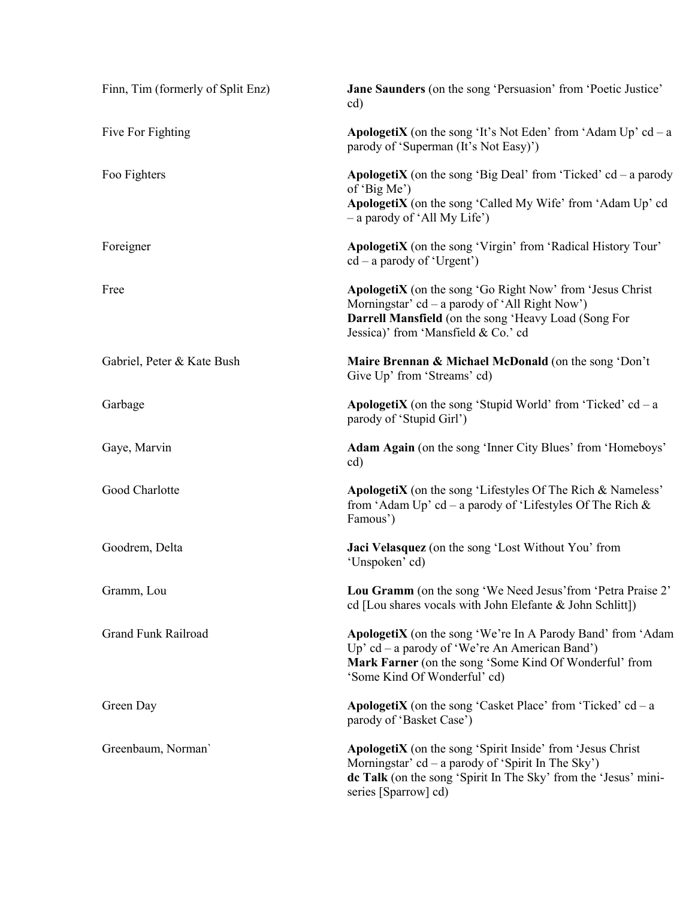| | |
|---|---|
| Finn, Tim (formerly of Split Enz) | **Jane Saunders** (on the song 'Persuasion' from 'Poetic Justice' cd) |
| Five For Fighting | **ApologetiX** (on the song 'It's Not Eden' from 'Adam Up' cd – a parody of 'Superman (It's Not Easy)') |
| Foo Fighters | **ApologetiX** (on the song 'Big Deal' from 'Ticked' cd – a parody of 'Big Me')<br>**ApologetiX** (on the song 'Called My Wife' from 'Adam Up' cd – a parody of 'All My Life') |
| Foreigner | **ApologetiX** (on the song 'Virgin' from 'Radical History Tour' cd – a parody of 'Urgent') |
| Free | **ApologetiX** (on the song 'Go Right Now' from 'Jesus Christ Morningstar' cd – a parody of 'All Right Now')<br>**Darrell Mansfield** (on the song 'Heavy Load (Song For Jessica)' from 'Mansfield & Co.' cd |
| Gabriel, Peter & Kate Bush | **Maire Brennan & Michael McDonald** (on the song 'Don't Give Up' from 'Streams' cd) |
| Garbage | **ApologetiX** (on the song 'Stupid World' from 'Ticked' cd – a parody of 'Stupid Girl') |
| Gaye, Marvin | **Adam Again** (on the song 'Inner City Blues' from 'Homeboys' cd) |
| Good Charlotte | **ApologetiX** (on the song 'Lifestyles Of The Rich & Nameless' from 'Adam Up' cd – a parody of 'Lifestyles Of The Rich & Famous') |
| Goodrem, Delta | **Jaci Velasquez** (on the song 'Lost Without You' from 'Unspoken' cd) |
| Gramm, Lou | **Lou Gramm** (on the song 'We Need Jesus'from 'Petra Praise 2' cd [Lou shares vocals with John Elefante & John Schlitt]) |
| Grand Funk Railroad | **ApologetiX** (on the song 'We're In A Parody Band' from 'Adam Up' cd – a parody of 'We're An American Band')<br>**Mark Farner** (on the song 'Some Kind Of Wonderful' from 'Some Kind Of Wonderful' cd) |
| Green Day | **ApologetiX** (on the song 'Casket Place' from 'Ticked' cd – a parody of 'Basket Case') |
| Greenbaum, Norman` | **ApologetiX** (on the song 'Spirit Inside' from 'Jesus Christ Morningstar' cd – a parody of 'Spirit In The Sky')<br>**dc Talk** (on the song 'Spirit In The Sky' from the 'Jesus' mini-series [Sparrow] cd) |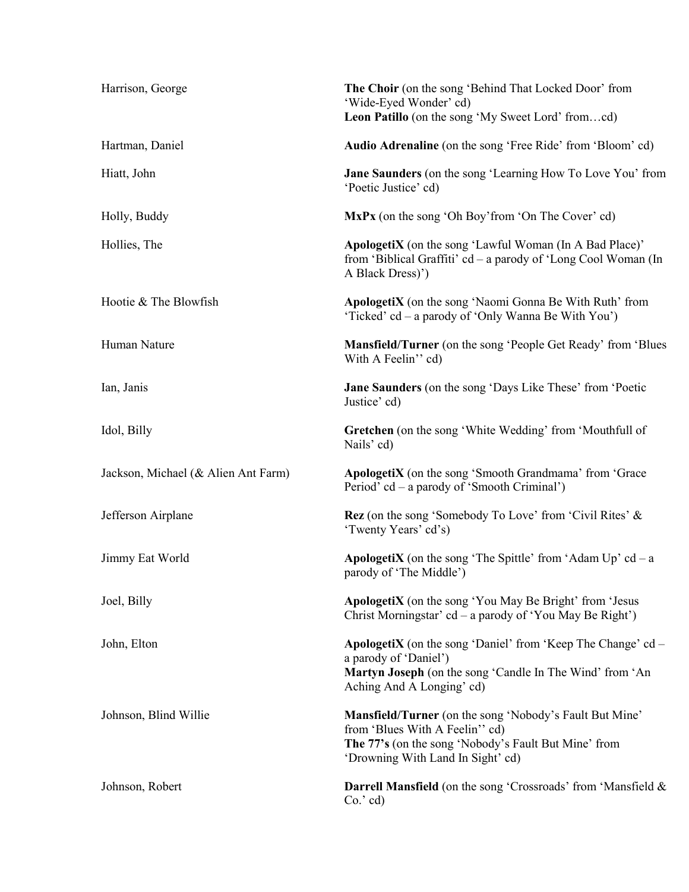| | |
|---|---|
| Harrison, George | **The Choir** (on the song 'Behind That Locked Door' from 'Wide-Eyed Wonder' cd)<br>**Leon Patillo** (on the song 'My Sweet Lord' from…cd) |
| Hartman, Daniel | **Audio Adrenaline** (on the song 'Free Ride' from 'Bloom' cd) |
| Hiatt, John | **Jane Saunders** (on the song 'Learning How To Love You' from 'Poetic Justice' cd) |
| Holly, Buddy | **MxPx** (on the song 'Oh Boy'from 'On The Cover' cd) |
| Hollies, The | **ApologetiX** (on the song 'Lawful Woman (In A Bad Place)' from 'Biblical Graffiti' cd – a parody of 'Long Cool Woman (In A Black Dress)') |
| Hootie & The Blowfish | **ApologetiX** (on the song 'Naomi Gonna Be With Ruth' from 'Ticked' cd – a parody of 'Only Wanna Be With You') |
| Human Nature | **Mansfield/Turner** (on the song 'People Get Ready' from 'Blues With A Feelin'' cd) |
| Ian, Janis | **Jane Saunders** (on the song 'Days Like These' from 'Poetic Justice' cd) |
| Idol, Billy | **Gretchen** (on the song 'White Wedding' from 'Mouthfull of Nails' cd) |
| Jackson, Michael (& Alien Ant Farm) | **ApologetiX** (on the song 'Smooth Grandmama' from 'Grace Period' cd – a parody of 'Smooth Criminal') |
| Jefferson Airplane | **Rez** (on the song 'Somebody To Love' from 'Civil Rites' & 'Twenty Years' cd's) |
| Jimmy Eat World | **ApologetiX** (on the song 'The Spittle' from 'Adam Up' cd – a parody of 'The Middle') |
| Joel, Billy | **ApologetiX** (on the song 'You May Be Bright' from 'Jesus Christ Morningstar' cd – a parody of 'You May Be Right') |
| John, Elton | **ApologetiX** (on the song 'Daniel' from 'Keep The Change' cd – a parody of 'Daniel')<br>**Martyn Joseph** (on the song 'Candle In The Wind' from 'An Aching And A Longing' cd) |
| Johnson, Blind Willie | **Mansfield/Turner** (on the song 'Nobody's Fault But Mine' from 'Blues With A Feelin'' cd)<br>**The 77's** (on the song 'Nobody's Fault But Mine' from 'Drowning With Land In Sight' cd) |
| Johnson, Robert | **Darrell Mansfield** (on the song 'Crossroads' from 'Mansfield & Co.' cd) |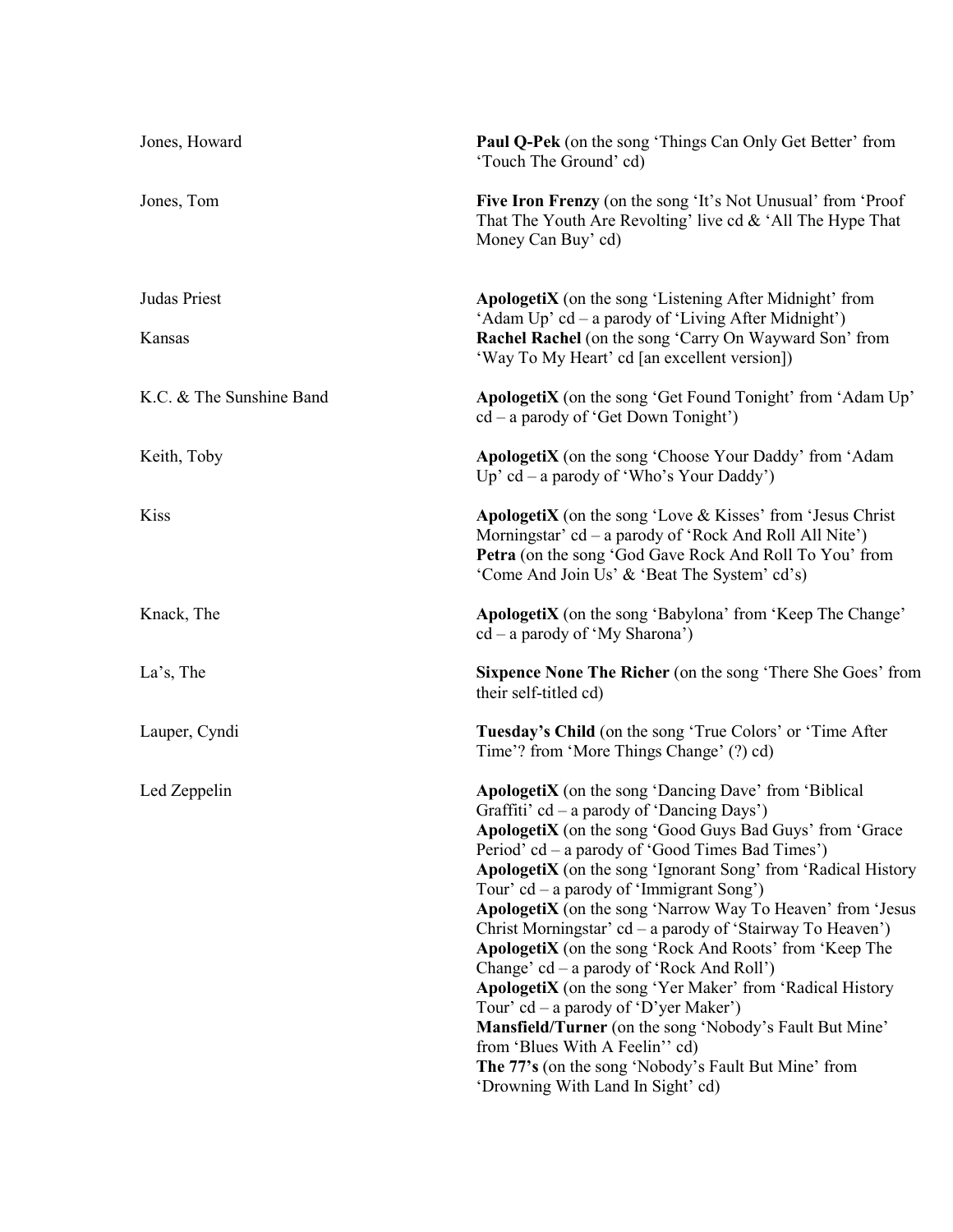| | |
|---|---|
| Jones, Howard | **Paul Q-Pek** (on the song 'Things Can Only Get Better' from 'Touch The Ground' cd) |
| Jones, Tom | **Five Iron Frenzy** (on the song 'It's Not Unusual' from 'Proof That The Youth Are Revolting' live cd & 'All The Hype That Money Can Buy' cd) |
| Judas Priest | **ApologetiX** (on the song 'Listening After Midnight' from 'Adam Up' cd – a parody of 'Living After Midnight') |
| Kansas | **Rachel Rachel** (on the song 'Carry On Wayward Son' from 'Way To My Heart' cd [an excellent version]) |
| K.C. & The Sunshine Band | **ApologetiX** (on the song 'Get Found Tonight' from 'Adam Up' cd – a parody of 'Get Down Tonight') |
| Keith, Toby | **ApologetiX** (on the song 'Choose Your Daddy' from 'Adam Up' cd – a parody of 'Who's Your Daddy') |
| Kiss | **ApologetiX** (on the song 'Love & Kisses' from 'Jesus Christ Morningstar' cd – a parody of 'Rock And Roll All Nite')<br>**Petra** (on the song 'God Gave Rock And Roll To You' from 'Come And Join Us' & 'Beat The System' cd's) |
| Knack, The | **ApologetiX** (on the song 'Babylona' from 'Keep The Change' cd – a parody of 'My Sharona') |
| La's, The | **Sixpence None The Richer** (on the song 'There She Goes' from their self-titled cd) |
| Lauper, Cyndi | **Tuesday's Child** (on the song 'True Colors' or 'Time After Time'? from 'More Things Change' (?) cd) |
| Led Zeppelin | **ApologetiX** (on the song 'Dancing Dave' from 'Biblical Graffiti' cd – a parody of 'Dancing Days')<br>**ApologetiX** (on the song 'Good Guys Bad Guys' from 'Grace Period' cd – a parody of 'Good Times Bad Times')<br>**ApologetiX** (on the song 'Ignorant Song' from 'Radical History Tour' cd – a parody of 'Immigrant Song')<br>**ApologetiX** (on the song 'Narrow Way To Heaven' from 'Jesus Christ Morningstar' cd – a parody of 'Stairway To Heaven')<br>**ApologetiX** (on the song 'Rock And Roots' from 'Keep The Change' cd – a parody of 'Rock And Roll')<br>**ApologetiX** (on the song 'Yer Maker' from 'Radical History Tour' cd – a parody of 'D'yer Maker')<br>**Mansfield/Turner** (on the song 'Nobody's Fault But Mine' from 'Blues With A Feelin'' cd)<br>**The 77's** (on the song 'Nobody's Fault But Mine' from 'Drowning With Land In Sight' cd) |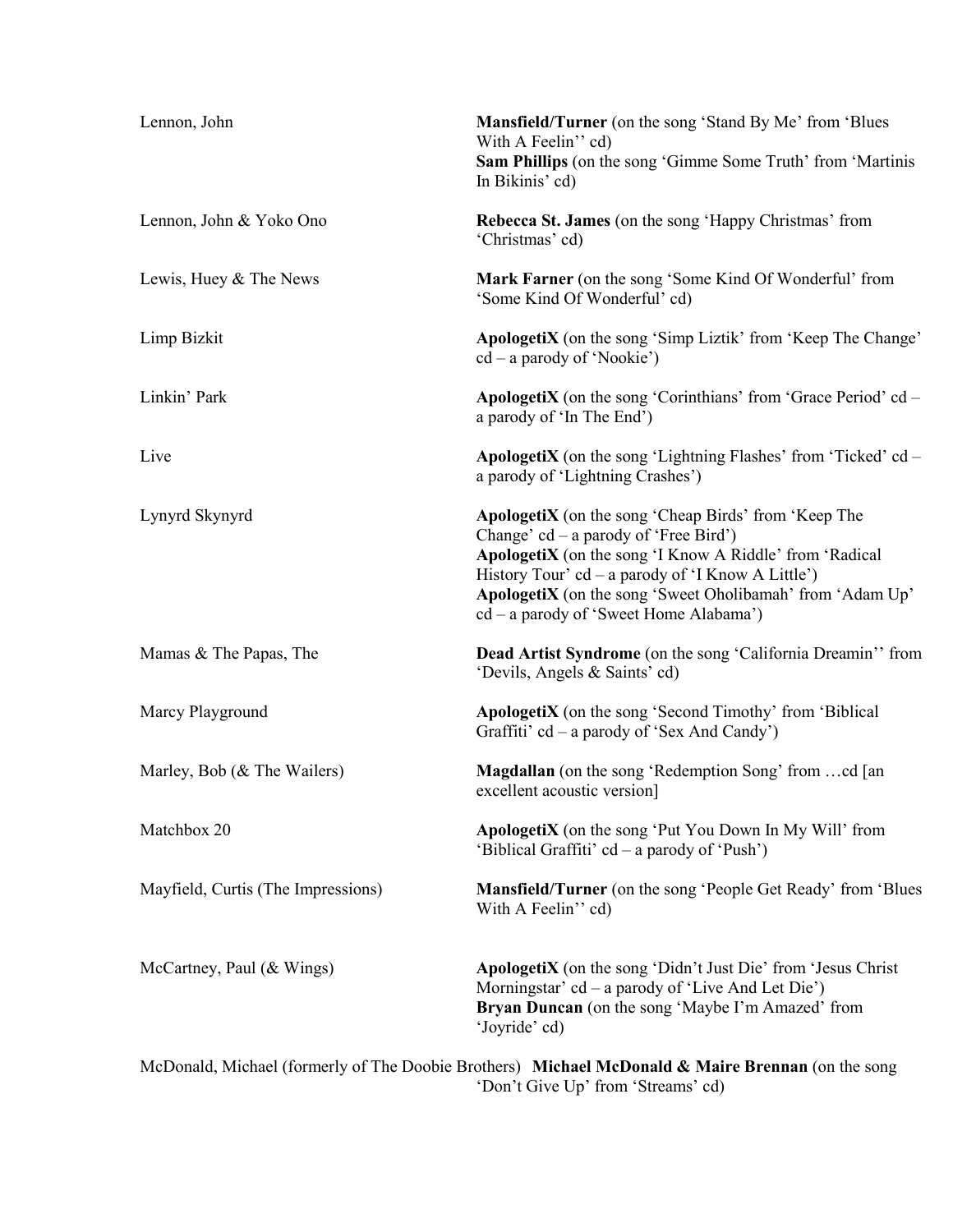| | |
|---|---|
| Lennon, John | **Mansfield/Turner** (on the song 'Stand By Me' from 'Blues With A Feelin'' cd)<br>**Sam Phillips** (on the song 'Gimme Some Truth' from 'Martinis In Bikinis' cd) |
| Lennon, John & Yoko Ono | **Rebecca St. James** (on the song 'Happy Christmas' from 'Christmas' cd) |
| Lewis, Huey & The News | **Mark Farner** (on the song 'Some Kind Of Wonderful' from 'Some Kind Of Wonderful' cd) |
| Limp Bizkit | **ApologetiX** (on the song 'Simp Liztik' from 'Keep The Change' cd – a parody of 'Nookie') |
| Linkin' Park | **ApologetiX** (on the song 'Corinthians' from 'Grace Period' cd – a parody of 'In The End') |
| Live | **ApologetiX** (on the song 'Lightning Flashes' from 'Ticked' cd – a parody of 'Lightning Crashes') |
| Lynyrd Skynyrd | **ApologetiX** (on the song 'Cheap Birds' from 'Keep The Change' cd – a parody of 'Free Bird')<br>**ApologetiX** (on the song 'I Know A Riddle' from 'Radical History Tour' cd – a parody of 'I Know A Little')<br>**ApologetiX** (on the song 'Sweet Oholibamah' from 'Adam Up' cd – a parody of 'Sweet Home Alabama') |
| Mamas & The Papas, The | **Dead Artist Syndrome** (on the song 'California Dreamin'' from 'Devils, Angels & Saints' cd) |
| Marcy Playground | **ApologetiX** (on the song 'Second Timothy' from 'Biblical Graffiti' cd – a parody of 'Sex And Candy') |
| Marley, Bob (& The Wailers) | **Magdallan** (on the song 'Redemption Song' from …cd [an excellent acoustic version] |
| Matchbox 20 | **ApologetiX** (on the song 'Put You Down In My Will' from 'Biblical Graffiti' cd – a parody of 'Push') |
| Mayfield, Curtis (The Impressions) | **Mansfield/Turner** (on the song 'People Get Ready' from 'Blues With A Feelin'' cd) |
| McCartney, Paul (& Wings) | **ApologetiX** (on the song 'Didn't Just Die' from 'Jesus Christ Morningstar' cd – a parody of 'Live And Let Die')<br>**Bryan Duncan** (on the song 'Maybe I'm Amazed' from 'Joyride' cd) |
| McDonald, Michael (formerly of The Doobie Brothers) | **Michael McDonald & Maire Brennan** (on the song 'Don't Give Up' from 'Streams' cd) |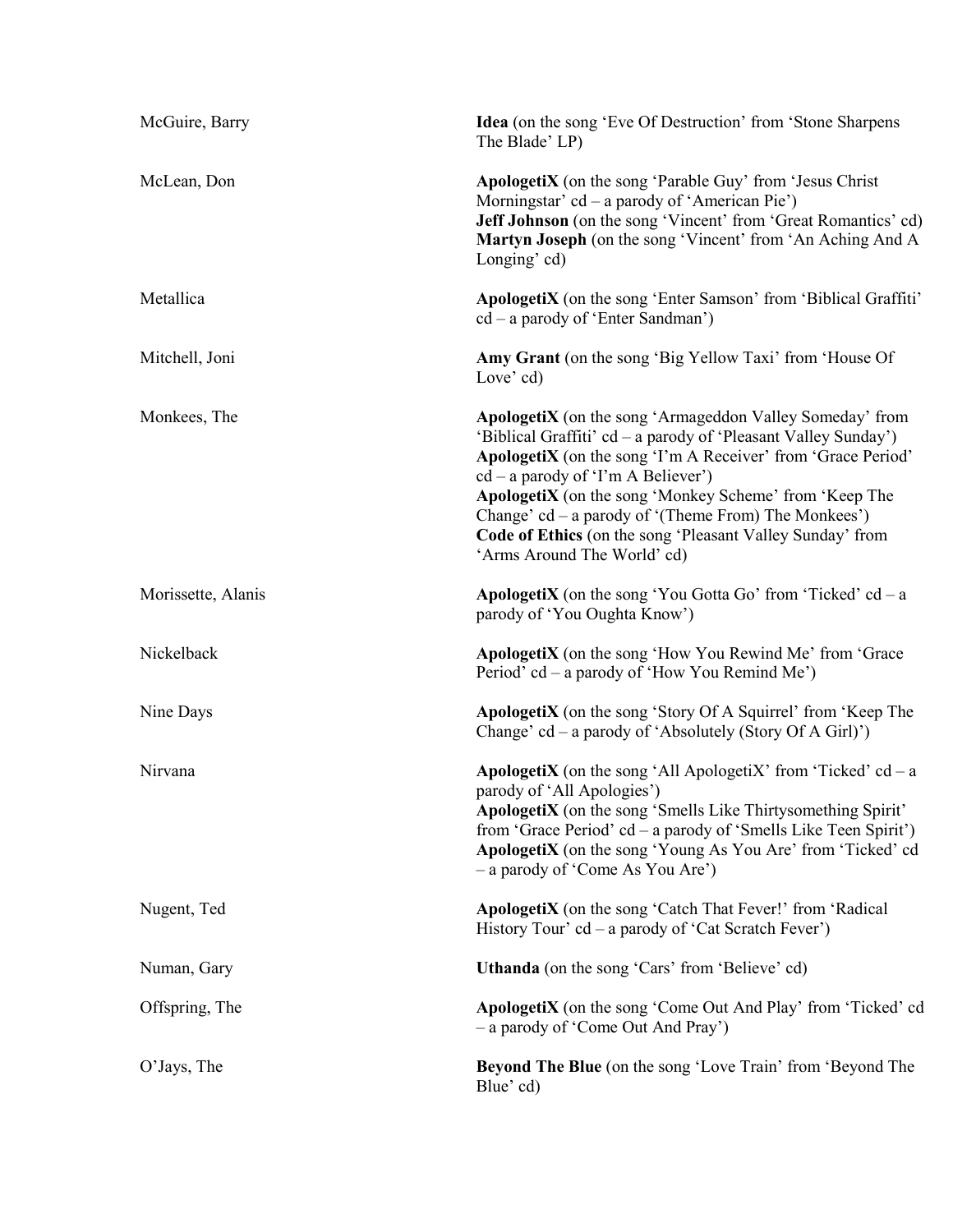| | |
|---|---|
| McGuire, Barry | **Idea** (on the song 'Eve Of Destruction' from 'Stone Sharpens The Blade' LP) |
| McLean, Don | **ApologetiX** (on the song 'Parable Guy' from 'Jesus Christ Morningstar' cd – a parody of 'American Pie')<br>**Jeff Johnson** (on the song 'Vincent' from 'Great Romantics' cd)<br>**Martyn Joseph** (on the song 'Vincent' from 'An Aching And A Longing' cd) |
| Metallica | **ApologetiX** (on the song 'Enter Samson' from 'Biblical Graffiti' cd – a parody of 'Enter Sandman') |
| Mitchell, Joni | **Amy Grant** (on the song 'Big Yellow Taxi' from 'House Of Love' cd) |
| Monkees, The | **ApologetiX** (on the song 'Armageddon Valley Someday' from 'Biblical Graffiti' cd – a parody of 'Pleasant Valley Sunday')<br>**ApologetiX** (on the song 'I'm A Receiver' from 'Grace Period' cd – a parody of 'I'm A Believer')<br>**ApologetiX** (on the song 'Monkey Scheme' from 'Keep The Change' cd – a parody of '(Theme From) The Monkees')<br>**Code of Ethics** (on the song 'Pleasant Valley Sunday' from 'Arms Around The World' cd) |
| Morissette, Alanis | **ApologetiX** (on the song 'You Gotta Go' from 'Ticked' cd – a parody of 'You Oughta Know') |
| Nickelback | **ApologetiX** (on the song 'How You Rewind Me' from 'Grace Period' cd – a parody of 'How You Remind Me') |
| Nine Days | **ApologetiX** (on the song 'Story Of A Squirrel' from 'Keep The Change' cd – a parody of 'Absolutely (Story Of A Girl)') |
| Nirvana | **ApologetiX** (on the song 'All ApologetiX' from 'Ticked' cd – a parody of 'All Apologies')<br>**ApologetiX** (on the song 'Smells Like Thirtysomething Spirit' from 'Grace Period' cd – a parody of 'Smells Like Teen Spirit')<br>**ApologetiX** (on the song 'Young As You Are' from 'Ticked' cd – a parody of 'Come As You Are') |
| Nugent, Ted | **ApologetiX** (on the song 'Catch That Fever!' from 'Radical History Tour' cd – a parody of 'Cat Scratch Fever') |
| Numan, Gary | **Uthanda** (on the song 'Cars' from 'Believe' cd) |
| Offspring, The | **ApologetiX** (on the song 'Come Out And Play' from 'Ticked' cd – a parody of 'Come Out And Pray') |
| O'Jays, The | **Beyond The Blue** (on the song 'Love Train' from 'Beyond The Blue' cd) |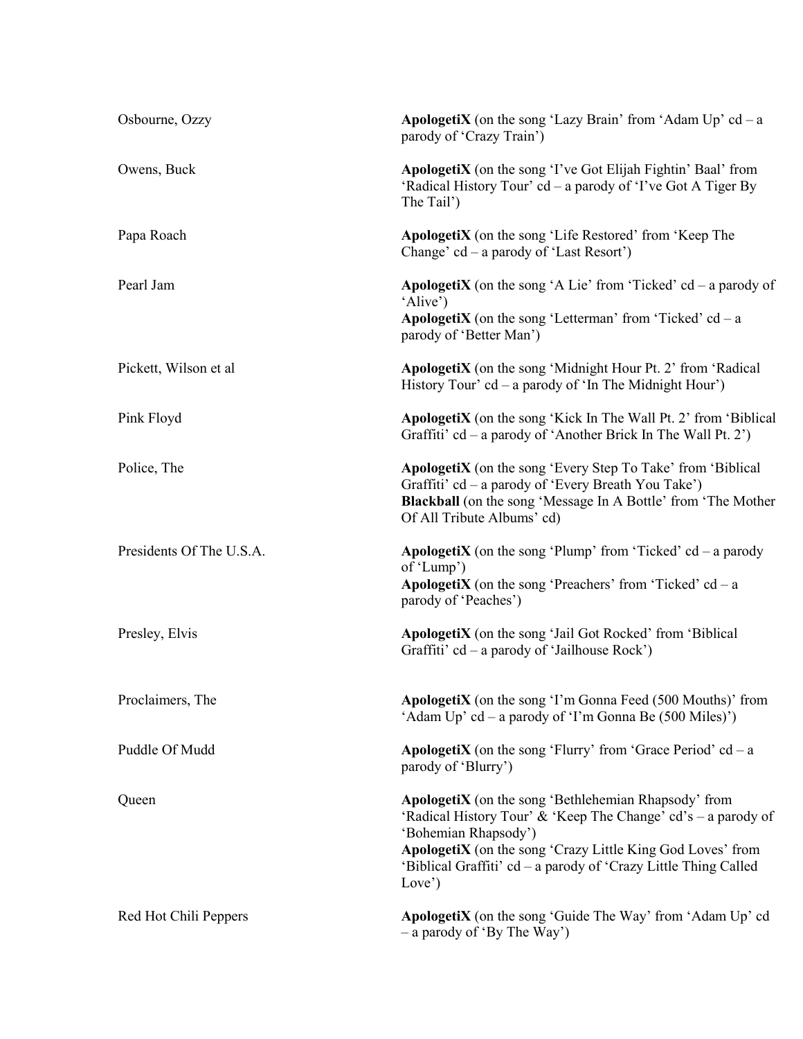| | |
|---|---|
| Osbourne, Ozzy | **ApologetiX** (on the song 'Lazy Brain' from 'Adam Up' cd – a parody of 'Crazy Train') |
| Owens, Buck | **ApologetiX** (on the song 'I've Got Elijah Fightin' Baal' from 'Radical History Tour' cd – a parody of 'I've Got A Tiger By The Tail') |
| Papa Roach | **ApologetiX** (on the song 'Life Restored' from 'Keep The Change' cd – a parody of 'Last Resort') |
| Pearl Jam | **ApologetiX** (on the song 'A Lie' from 'Ticked' cd – a parody of 'Alive')<br>**ApologetiX** (on the song 'Letterman' from 'Ticked' cd – a parody of 'Better Man') |
| Pickett, Wilson et al | **ApologetiX** (on the song 'Midnight Hour Pt. 2' from 'Radical History Tour' cd – a parody of 'In The Midnight Hour') |
| Pink Floyd | **ApologetiX** (on the song 'Kick In The Wall Pt. 2' from 'Biblical Graffiti' cd – a parody of 'Another Brick In The Wall Pt. 2') |
| Police, The | **ApologetiX** (on the song 'Every Step To Take' from 'Biblical Graffiti' cd – a parody of 'Every Breath You Take')<br>**Blackball** (on the song 'Message In A Bottle' from 'The Mother Of All Tribute Albums' cd) |
| Presidents Of The U.S.A. | **ApologetiX** (on the song 'Plump' from 'Ticked' cd – a parody of 'Lump')<br>**ApologetiX** (on the song 'Preachers' from 'Ticked' cd – a parody of 'Peaches') |
| Presley, Elvis | **ApologetiX** (on the song 'Jail Got Rocked' from 'Biblical Graffiti' cd – a parody of 'Jailhouse Rock') |
| Proclaimers, The | **ApologetiX** (on the song 'I'm Gonna Feed (500 Mouths)' from 'Adam Up' cd – a parody of 'I'm Gonna Be (500 Miles)') |
| Puddle Of Mudd | **ApologetiX** (on the song 'Flurry' from 'Grace Period' cd – a parody of 'Blurry') |
| Queen | **ApologetiX** (on the song 'Bethlehemian Rhapsody' from 'Radical History Tour' & 'Keep The Change' cd's – a parody of 'Bohemian Rhapsody')<br>**ApologetiX** (on the song 'Crazy Little King God Loves' from 'Biblical Graffiti' cd – a parody of 'Crazy Little Thing Called Love') |
| Red Hot Chili Peppers | **ApologetiX** (on the song 'Guide The Way' from 'Adam Up' cd – a parody of 'By The Way') |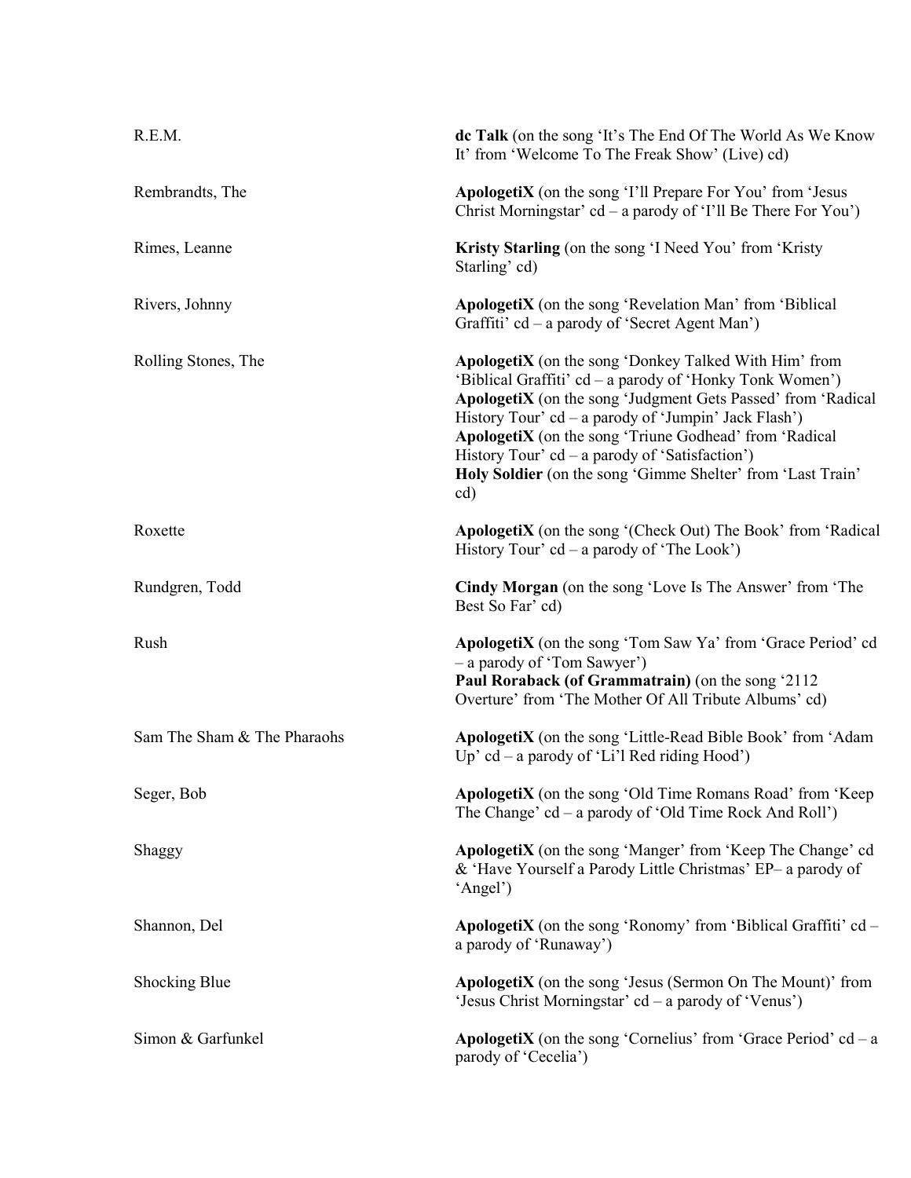| | |
|---|---|
| R.E.M. | **dc Talk** (on the song 'It's The End Of The World As We Know It' from 'Welcome To The Freak Show' (Live) cd) |
| Rembrandts, The | **ApologetiX** (on the song 'I'll Prepare For You' from 'Jesus Christ Morningstar' cd – a parody of 'I'll Be There For You') |
| Rimes, Leanne | **Kristy Starling** (on the song 'I Need You' from 'Kristy Starling' cd) |
| Rivers, Johnny | **ApologetiX** (on the song 'Revelation Man' from 'Biblical Graffiti' cd – a parody of 'Secret Agent Man') |
| Rolling Stones, The | **ApologetiX** (on the song 'Donkey Talked With Him' from 'Biblical Graffiti' cd – a parody of 'Honky Tonk Women')<br>**ApologetiX** (on the song 'Judgment Gets Passed' from 'Radical History Tour' cd – a parody of 'Jumpin' Jack Flash')<br>**ApologetiX** (on the song 'Triune Godhead' from 'Radical History Tour' cd – a parody of 'Satisfaction')<br>**Holy Soldier** (on the song 'Gimme Shelter' from 'Last Train' cd) |
| Roxette | **ApologetiX** (on the song '(Check Out) The Book' from 'Radical History Tour' cd – a parody of 'The Look') |
| Rundgren, Todd | **Cindy Morgan** (on the song 'Love Is The Answer' from 'The Best So Far' cd) |
| Rush | **ApologetiX** (on the song 'Tom Saw Ya' from 'Grace Period' cd – a parody of 'Tom Sawyer')<br>**Paul Roraback (of Grammatrain)** (on the song '2112 Overture' from 'The Mother Of All Tribute Albums' cd) |
| Sam The Sham & The Pharaohs | **ApologetiX** (on the song 'Little-Read Bible Book' from 'Adam Up' cd – a parody of 'Li'l Red riding Hood') |
| Seger, Bob | **ApologetiX** (on the song 'Old Time Romans Road' from 'Keep The Change' cd – a parody of 'Old Time Rock And Roll') |
| Shaggy | **ApologetiX** (on the song 'Manger' from 'Keep The Change' cd & 'Have Yourself a Parody Little Christmas' EP– a parody of 'Angel') |
| Shannon, Del | **ApologetiX** (on the song 'Ronomy' from 'Biblical Graffiti' cd – a parody of 'Runaway') |
| Shocking Blue | **ApologetiX** (on the song 'Jesus (Sermon On The Mount)' from 'Jesus Christ Morningstar' cd – a parody of 'Venus') |
| Simon & Garfunkel | **ApologetiX** (on the song 'Cornelius' from 'Grace Period' cd – a parody of 'Cecelia') |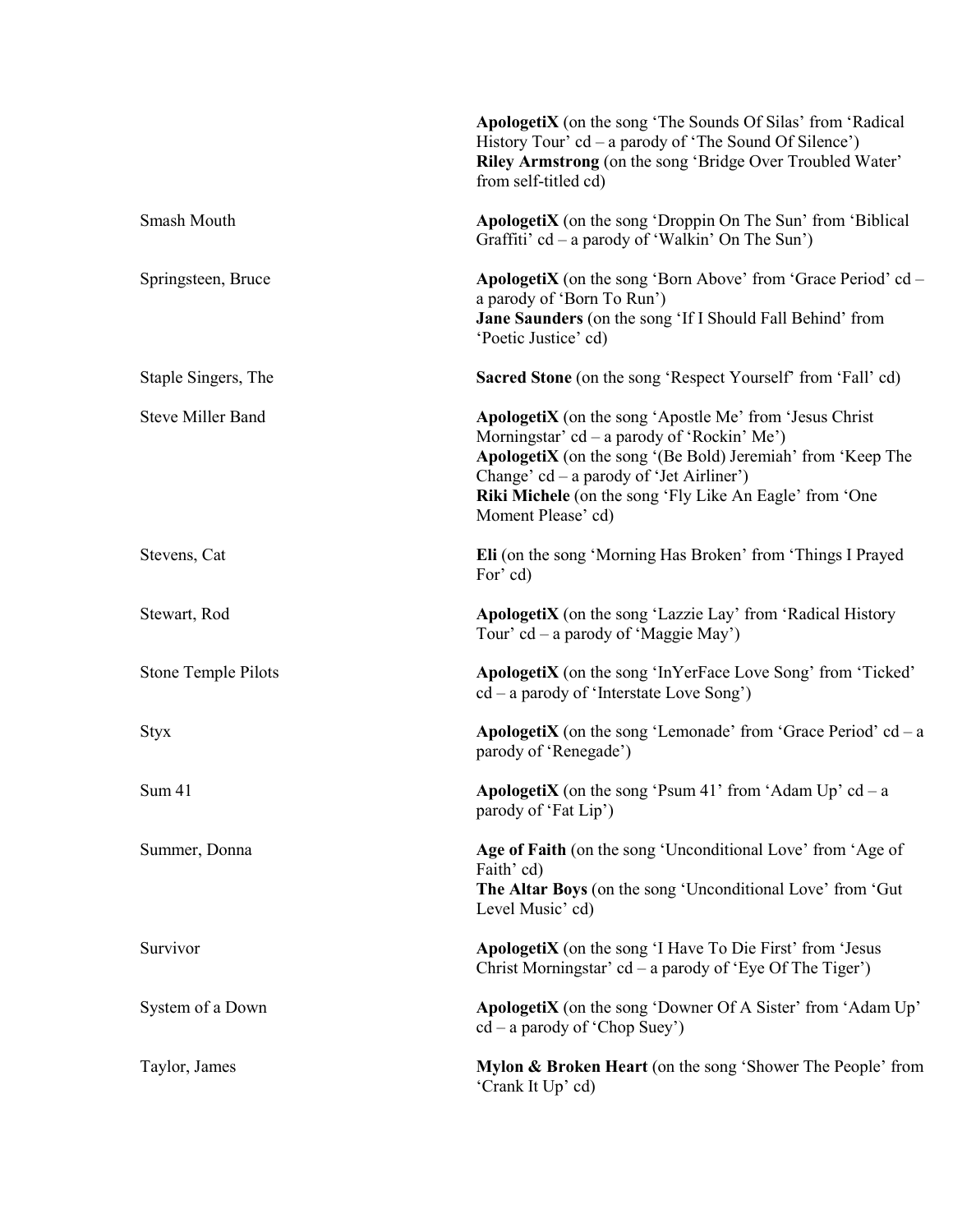| | |
|---|---|
| | **ApologetiX** (on the song 'The Sounds Of Silas' from 'Radical History Tour' cd – a parody of 'The Sound Of Silence')<br>**Riley Armstrong** (on the song 'Bridge Over Troubled Water' from self-titled cd) |
| Smash Mouth | **ApologetiX** (on the song 'Droppin On The Sun' from 'Biblical Graffiti' cd – a parody of 'Walkin' On The Sun') |
| Springsteen, Bruce | **ApologetiX** (on the song 'Born Above' from 'Grace Period' cd – a parody of 'Born To Run')<br>**Jane Saunders** (on the song 'If I Should Fall Behind' from 'Poetic Justice' cd) |
| Staple Singers, The | **Sacred Stone** (on the song 'Respect Yourself' from 'Fall' cd) |
| Steve Miller Band | **ApologetiX** (on the song 'Apostle Me' from 'Jesus Christ Morningstar' cd – a parody of 'Rockin' Me')<br>**ApologetiX** (on the song '(Be Bold) Jeremiah' from 'Keep The Change' cd – a parody of 'Jet Airliner')<br>**Riki Michele** (on the song 'Fly Like An Eagle' from 'One Moment Please' cd) |
| Stevens, Cat | **Eli** (on the song 'Morning Has Broken' from 'Things I Prayed For' cd) |
| Stewart, Rod | **ApologetiX** (on the song 'Lazzie Lay' from 'Radical History Tour' cd – a parody of 'Maggie May') |
| Stone Temple Pilots | **ApologetiX** (on the song 'InYerFace Love Song' from 'Ticked' cd – a parody of 'Interstate Love Song') |
| Styx | **ApologetiX** (on the song 'Lemonade' from 'Grace Period' cd – a parody of 'Renegade') |
| Sum 41 | **ApologetiX** (on the song 'Psum 41' from 'Adam Up' cd – a parody of 'Fat Lip') |
| Summer, Donna | **Age of Faith** (on the song 'Unconditional Love' from 'Age of Faith' cd)<br>**The Altar Boys** (on the song 'Unconditional Love' from 'Gut Level Music' cd) |
| Survivor | **ApologetiX** (on the song 'I Have To Die First' from 'Jesus Christ Morningstar' cd – a parody of 'Eye Of The Tiger') |
| System of a Down | **ApologetiX** (on the song 'Downer Of A Sister' from 'Adam Up' cd – a parody of 'Chop Suey') |
| Taylor, James | **Mylon & Broken Heart** (on the song 'Shower The People' from 'Crank It Up' cd) |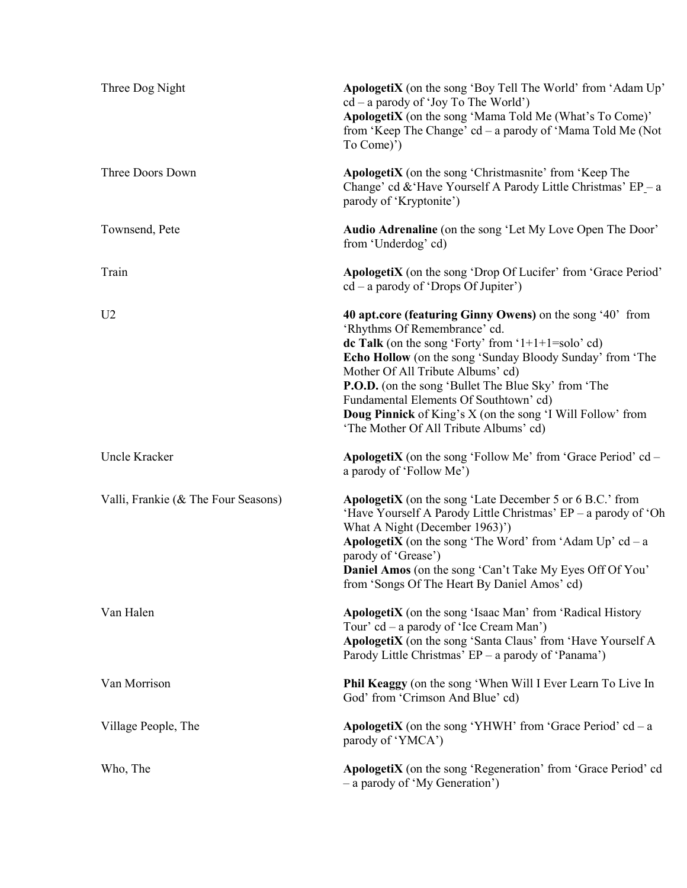| | |
|---|---|
| Three Dog Night | **ApologetiX** (on the song 'Boy Tell The World' from 'Adam Up' cd – a parody of 'Joy To The World')<br>**ApologetiX** (on the song 'Mama Told Me (What's To Come)' from 'Keep The Change' cd – a parody of 'Mama Told Me (Not To Come)') |
| Three Doors Down | **ApologetiX** (on the song 'Christmasnite' from 'Keep The Change' cd &'Have Yourself A Parody Little Christmas' EP – a parody of 'Kryptonite') |
| Townsend, Pete | **Audio Adrenaline** (on the song 'Let My Love Open The Door' from 'Underdog' cd) |
| Train | **ApologetiX** (on the song 'Drop Of Lucifer' from 'Grace Period' cd – a parody of 'Drops Of Jupiter') |
| U2 | **40 apt.core (featuring Ginny Owens)** on the song '40' from 'Rhythms Of Remembrance' cd.<br>**dc Talk** (on the song 'Forty' from '1+1+1=solo' cd)<br>**Echo Hollow** (on the song 'Sunday Bloody Sunday' from 'The Mother Of All Tribute Albums' cd)<br>**P.O.D.** (on the song 'Bullet The Blue Sky' from 'The Fundamental Elements Of Southtown' cd)<br>**Doug Pinnick** of King's X (on the song 'I Will Follow' from 'The Mother Of All Tribute Albums' cd) |
| Uncle Kracker | **ApologetiX** (on the song 'Follow Me' from 'Grace Period' cd – a parody of 'Follow Me') |
| Valli, Frankie (& The Four Seasons) | **ApologetiX** (on the song 'Late December 5 or 6 B.C.' from 'Have Yourself A Parody Little Christmas' EP – a parody of 'Oh What A Night (December 1963)')<br>**ApologetiX** (on the song 'The Word' from 'Adam Up' cd – a parody of 'Grease')<br>**Daniel Amos** (on the song 'Can't Take My Eyes Off Of You' from 'Songs Of The Heart By Daniel Amos' cd) |
| Van Halen | **ApologetiX** (on the song 'Isaac Man' from 'Radical History Tour' cd – a parody of 'Ice Cream Man')<br>**ApologetiX** (on the song 'Santa Claus' from 'Have Yourself A Parody Little Christmas' EP – a parody of 'Panama') |
| Van Morrison | **Phil Keaggy** (on the song 'When Will I Ever Learn To Live In God' from 'Crimson And Blue' cd) |
| Village People, The | **ApologetiX** (on the song 'YHWH' from 'Grace Period' cd – a parody of 'YMCA') |
| Who, The | **ApologetiX** (on the song 'Regeneration' from 'Grace Period' cd – a parody of 'My Generation') |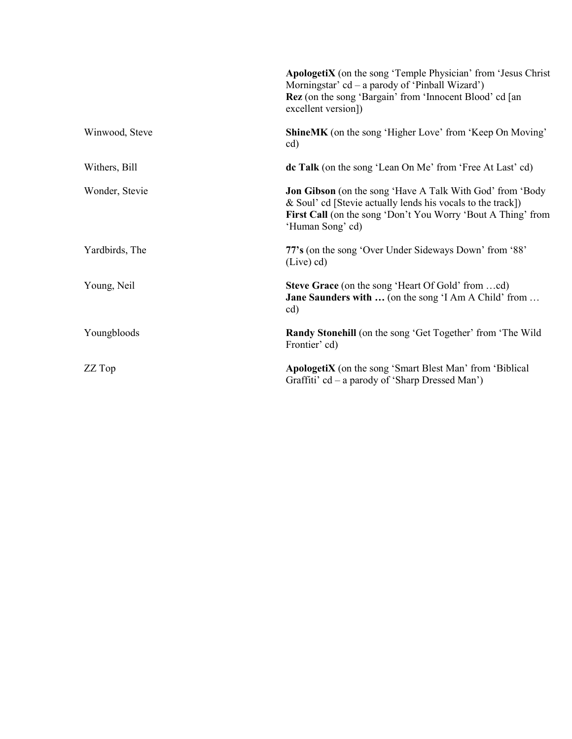| | |
|---|---|
| | **ApologetiX** (on the song 'Temple Physician' from 'Jesus Christ Morningstar' cd – a parody of 'Pinball Wizard')<br>**Rez** (on the song 'Bargain' from 'Innocent Blood' cd [an excellent version]) |
| Winwood, Steve | **ShineMK** (on the song 'Higher Love' from 'Keep On Moving' cd) |
| Withers, Bill | **dc Talk** (on the song 'Lean On Me' from 'Free At Last' cd) |
| Wonder, Stevie | **Jon Gibson** (on the song 'Have A Talk With God' from 'Body & Soul' cd [Stevie actually lends his vocals to the track])<br>**First Call** (on the song 'Don't You Worry 'Bout A Thing' from 'Human Song' cd) |
| Yardbirds, The | **77's** (on the song 'Over Under Sideways Down' from '88' (Live) cd) |
| Young, Neil | **Steve Grace** (on the song 'Heart Of Gold' from …cd)<br>**Jane Saunders with …** (on the song 'I Am A Child' from … cd) |
| Youngbloods | **Randy Stonehill** (on the song 'Get Together' from 'The Wild Frontier' cd) |
| ZZ Top | **ApologetiX** (on the song 'Smart Blest Man' from 'Biblical Graffiti' cd – a parody of 'Sharp Dressed Man') |